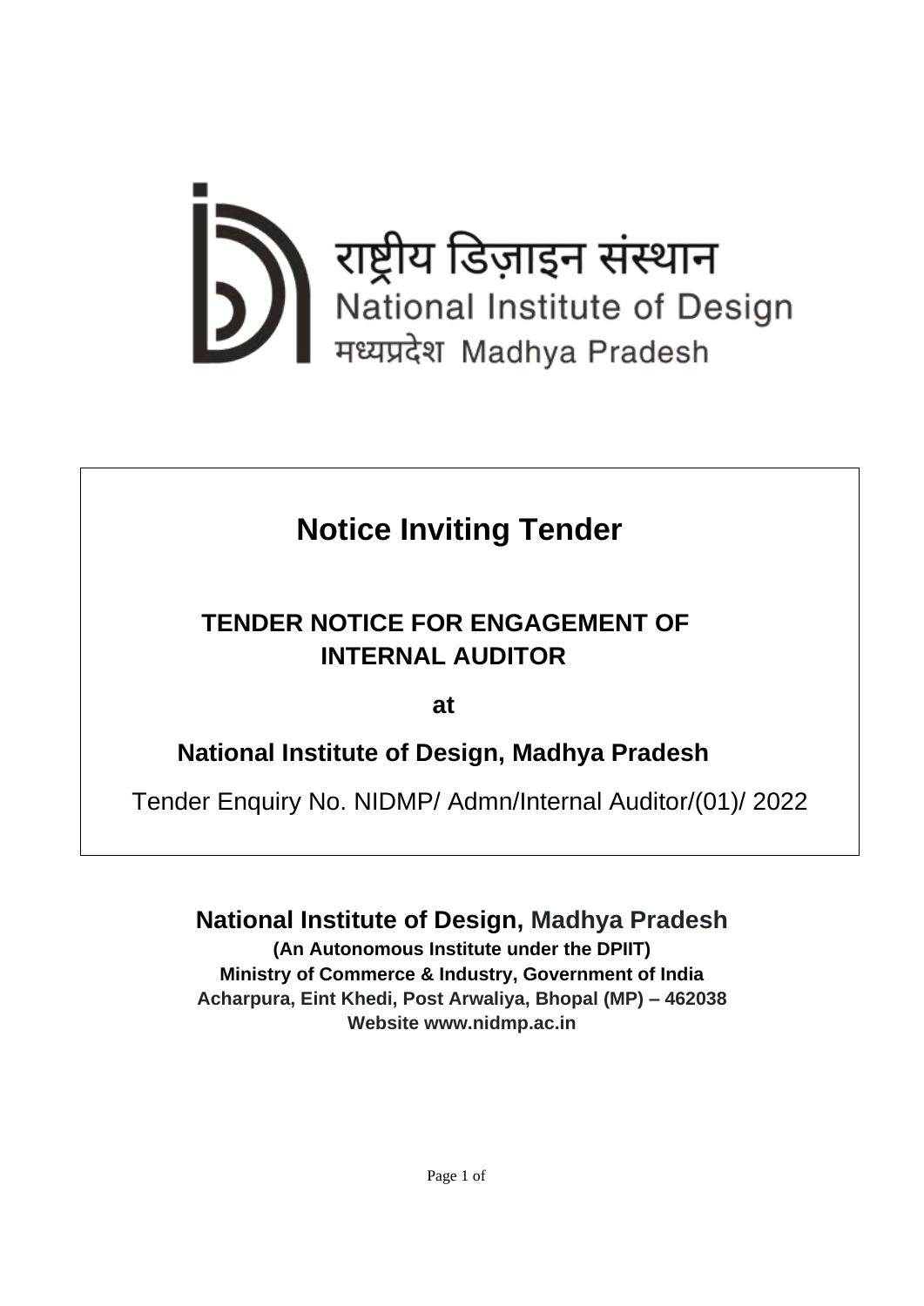राष्ट्रीय डिज़ाइन संस्थान
National Institute of Design
मध्यप्रदेश Madhya Pradesh

# Notice Inviting Tender

## TENDER NOTICE FOR ENGAGEMENT OF INTERNAL AUDITOR

**at**

## National Institute of Design, Madhya Pradesh

Tender Enquiry No. NIDMP/ Admn/Internal Auditor/(01)/ 2022

**National Institute of Design, Madhya Pradesh**

**(An Autonomous Institute under the DPIIT)**

**Ministry of Commerce & Industry, Government of India**

**Acharpura, Eint Khedi, Post Arwaliya, Bhopal (MP) – 462038**

**Website www.nidmp.ac.in**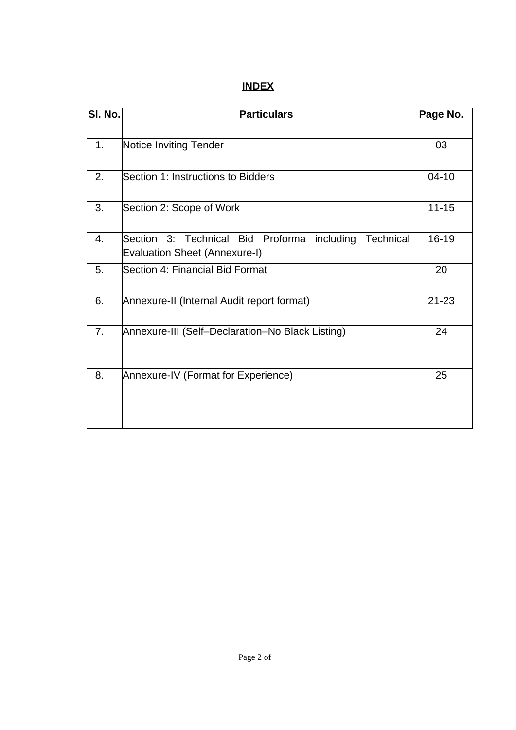# INDEX

| Sl. No. | Particulars | Page No. |
|---|---|---|
| 1. | Notice Inviting Tender | 03 |
| 2. | Section 1: Instructions to Bidders | 04-10 |
| 3. | Section 2: Scope of Work | 11-15 |
| 4. | Section 3: Technical Bid Proforma including Technical Evaluation Sheet (Annexure-I) | 16-19 |
| 5. | Section 4: Financial Bid Format | 20 |
| 6. | Annexure-II (Internal Audit report format) | 21-23 |
| 7. | Annexure-III (Self–Declaration–No Black Listing) | 24 |
| 8. | Annexure-IV (Format for Experience) | 25 |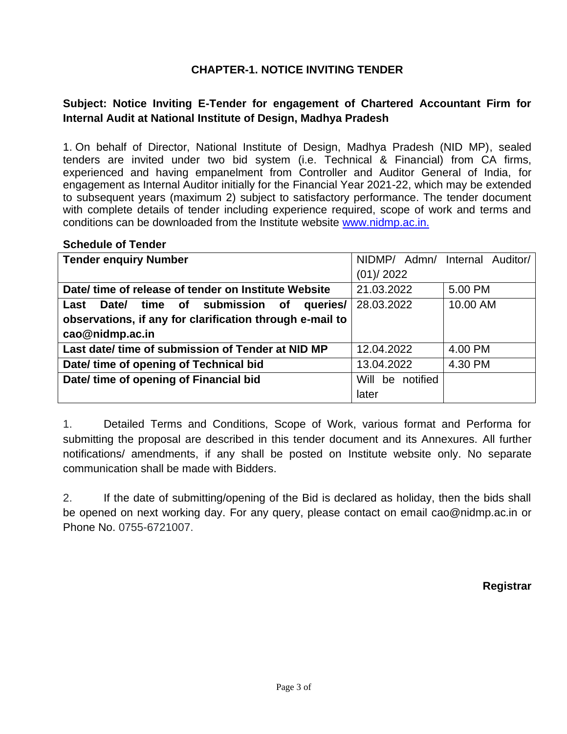## CHAPTER-1. NOTICE INVITING TENDER

**Subject: Notice Inviting E-Tender for engagement of Chartered Accountant Firm for Internal Audit at National Institute of Design, Madhya Pradesh**

1. On behalf of Director, National Institute of Design, Madhya Pradesh (NID MP), sealed tenders are invited under two bid system (i.e. Technical & Financial) from CA firms, experienced and having empanelment from Controller and Auditor General of India, for engagement as Internal Auditor initially for the Financial Year 2021-22, which may be extended to subsequent years (maximum 2) subject to satisfactory performance. The tender document with complete details of tender including experience required, scope of work and terms and conditions can be downloaded from the Institute website www.nidmp.ac.in.

**Schedule of Tender**

| | | |
|---|---|---|
| **Tender enquiry Number** | NIDMP/ Admn/ Internal Auditor/ (01)/ 2022 | |
| **Date/ time of release of tender on Institute Website** | 21.03.2022 | 5.00 PM |
| **Last Date/ time of submission of queries/ observations, if any for clarification through e-mail to cao@nidmp.ac.in** | 28.03.2022 | 10.00 AM |
| **Last date/ time of submission of Tender at NID MP** | 12.04.2022 | 4.00 PM |
| **Date/ time of opening of Technical bid** | 13.04.2022 | 4.30 PM |
| **Date/ time of opening of Financial bid** | Will be notified later | |

1. Detailed Terms and Conditions, Scope of Work, various format and Performa for submitting the proposal are described in this tender document and its Annexures. All further notifications/ amendments, if any shall be posted on Institute website only. No separate communication shall be made with Bidders.

2. If the date of submitting/opening of the Bid is declared as holiday, then the bids shall be opened on next working day. For any query, please contact on email cao@nidmp.ac.in or Phone No. 0755-6721007.

**Registrar**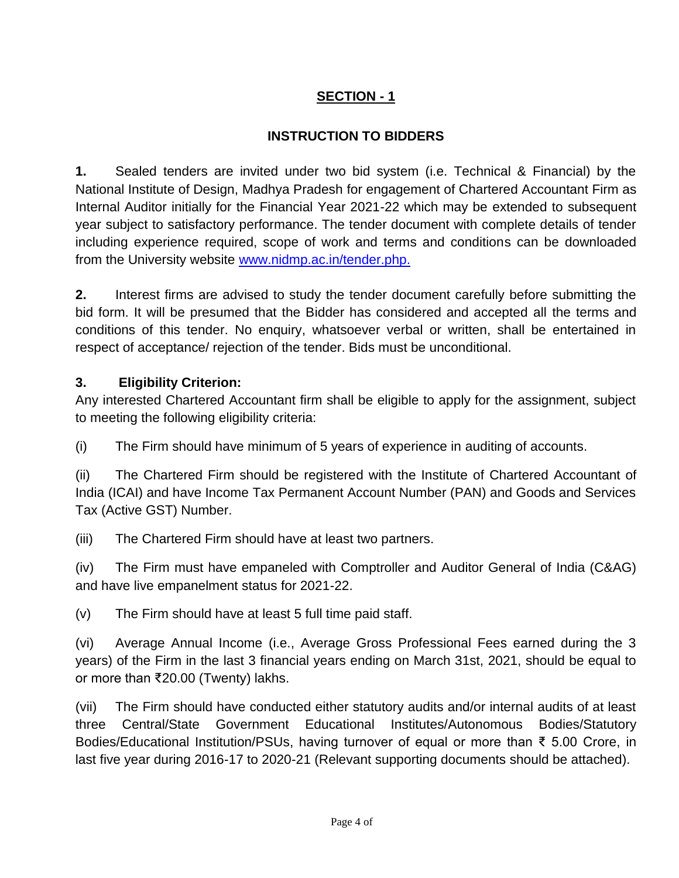## SECTION - 1

### INSTRUCTION TO BIDDERS

**1.** Sealed tenders are invited under two bid system (i.e. Technical & Financial) by the National Institute of Design, Madhya Pradesh for engagement of Chartered Accountant Firm as Internal Auditor initially for the Financial Year 2021-22 which may be extended to subsequent year subject to satisfactory performance. The tender document with complete details of tender including experience required, scope of work and terms and conditions can be downloaded from the University website www.nidmp.ac.in/tender.php.

**2.** Interest firms are advised to study the tender document carefully before submitting the bid form. It will be presumed that the Bidder has considered and accepted all the terms and conditions of this tender. No enquiry, whatsoever verbal or written, shall be entertained in respect of acceptance/ rejection of the tender. Bids must be unconditional.

**3. Eligibility Criterion:**

Any interested Chartered Accountant firm shall be eligible to apply for the assignment, subject to meeting the following eligibility criteria:

(i) The Firm should have minimum of 5 years of experience in auditing of accounts.

(ii) The Chartered Firm should be registered with the Institute of Chartered Accountant of India (ICAI) and have Income Tax Permanent Account Number (PAN) and Goods and Services Tax (Active GST) Number.

(iii) The Chartered Firm should have at least two partners.

(iv) The Firm must have empaneled with Comptroller and Auditor General of India (C&AG) and have live empanelment status for 2021-22.

(v) The Firm should have at least 5 full time paid staff.

(vi) Average Annual Income (i.e., Average Gross Professional Fees earned during the 3 years) of the Firm in the last 3 financial years ending on March 31st, 2021, should be equal to or more than ₹20.00 (Twenty) lakhs.

(vii) The Firm should have conducted either statutory audits and/or internal audits of at least three Central/State Government Educational Institutes/Autonomous Bodies/Statutory Bodies/Educational Institution/PSUs, having turnover of equal or more than ₹ 5.00 Crore, in last five year during 2016-17 to 2020-21 (Relevant supporting documents should be attached).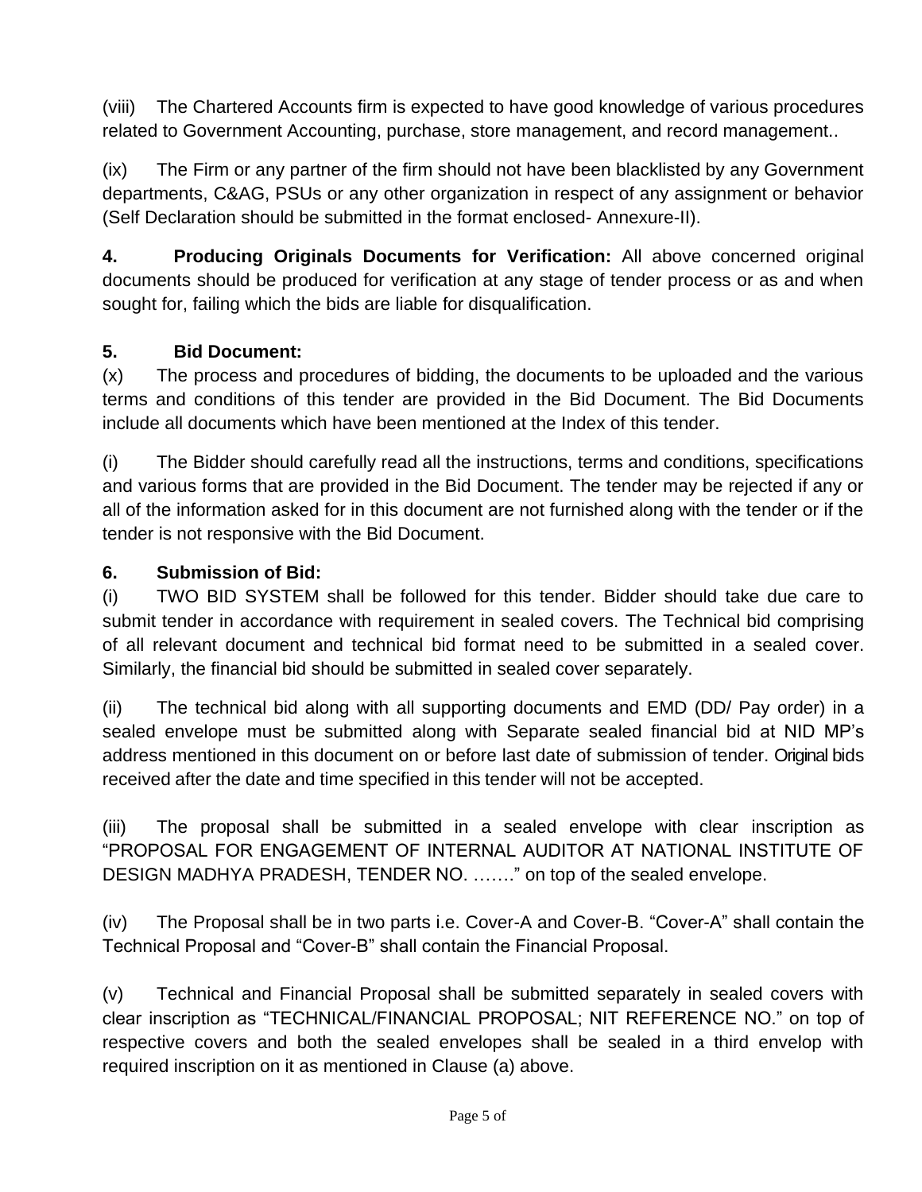(viii) The Chartered Accounts firm is expected to have good knowledge of various procedures related to Government Accounting, purchase, store management, and record management..

(ix) The Firm or any partner of the firm should not have been blacklisted by any Government departments, C&AG, PSUs or any other organization in respect of any assignment or behavior (Self Declaration should be submitted in the format enclosed- Annexure-II).

**4. Producing Originals Documents for Verification:** All above concerned original documents should be produced for verification at any stage of tender process or as and when sought for, failing which the bids are liable for disqualification.

**5. Bid Document:**

(x) The process and procedures of bidding, the documents to be uploaded and the various terms and conditions of this tender are provided in the Bid Document. The Bid Documents include all documents which have been mentioned at the Index of this tender.

(i) The Bidder should carefully read all the instructions, terms and conditions, specifications and various forms that are provided in the Bid Document. The tender may be rejected if any or all of the information asked for in this document are not furnished along with the tender or if the tender is not responsive with the Bid Document.

**6. Submission of Bid:**

(i) TWO BID SYSTEM shall be followed for this tender. Bidder should take due care to submit tender in accordance with requirement in sealed covers. The Technical bid comprising of all relevant document and technical bid format need to be submitted in a sealed cover. Similarly, the financial bid should be submitted in sealed cover separately.

(ii) The technical bid along with all supporting documents and EMD (DD/ Pay order) in a sealed envelope must be submitted along with Separate sealed financial bid at NID MP's address mentioned in this document on or before last date of submission of tender. Original bids received after the date and time specified in this tender will not be accepted.

(iii) The proposal shall be submitted in a sealed envelope with clear inscription as "PROPOSAL FOR ENGAGEMENT OF INTERNAL AUDITOR AT NATIONAL INSTITUTE OF DESIGN MADHYA PRADESH, TENDER NO. ……." on top of the sealed envelope.

(iv) The Proposal shall be in two parts i.e. Cover-A and Cover-B. "Cover-A" shall contain the Technical Proposal and "Cover-B" shall contain the Financial Proposal.

(v) Technical and Financial Proposal shall be submitted separately in sealed covers with clear inscription as "TECHNICAL/FINANCIAL PROPOSAL; NIT REFERENCE NO." on top of respective covers and both the sealed envelopes shall be sealed in a third envelop with required inscription on it as mentioned in Clause (a) above.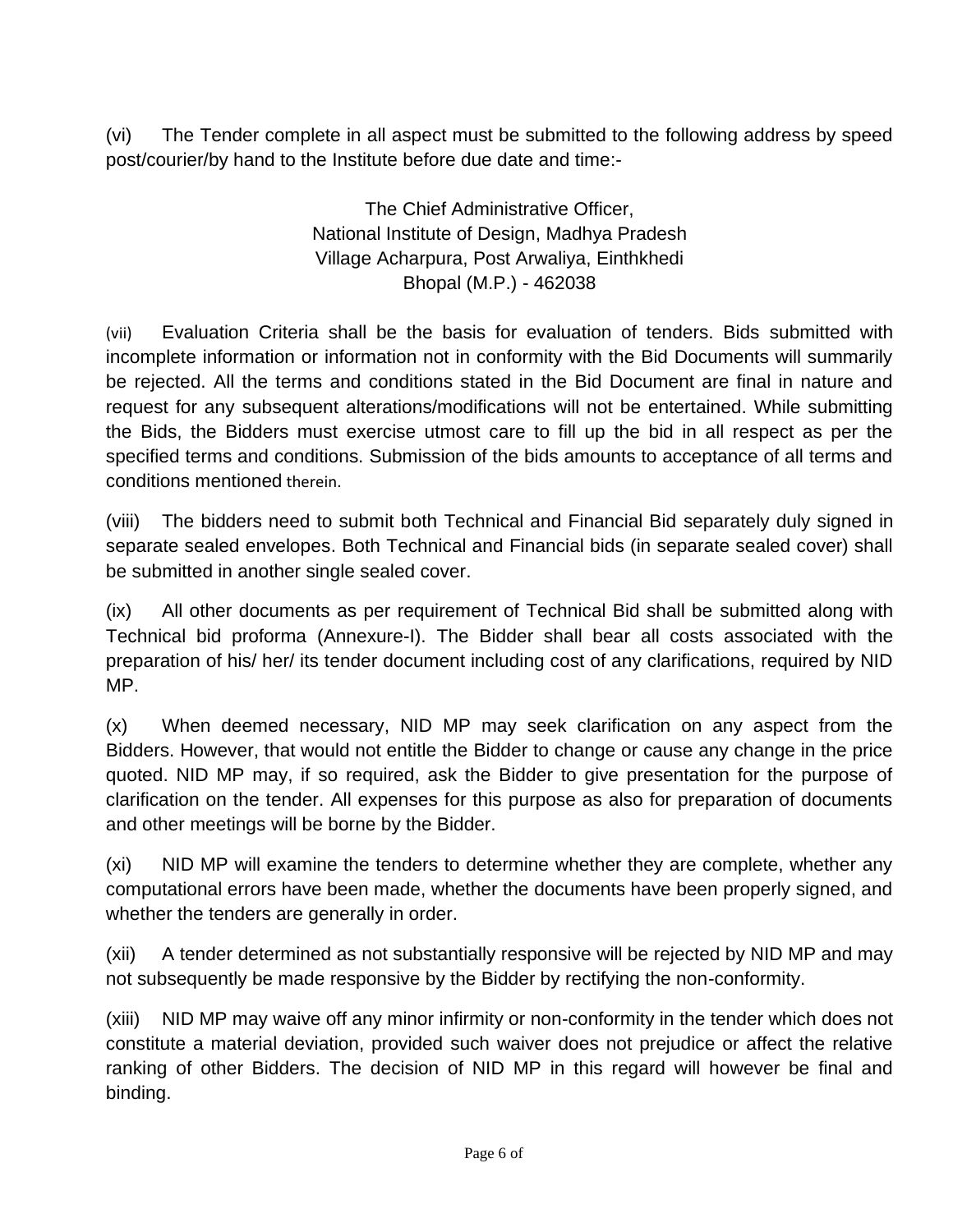(vi) The Tender complete in all aspect must be submitted to the following address by speed post/courier/by hand to the Institute before due date and time:-

The Chief Administrative Officer,  
National Institute of Design, Madhya Pradesh  
Village Acharpura, Post Arwaliya, Einthkhedi  
Bhopal (M.P.) - 462038

(vii) Evaluation Criteria shall be the basis for evaluation of tenders. Bids submitted with incomplete information or information not in conformity with the Bid Documents will summarily be rejected. All the terms and conditions stated in the Bid Document are final in nature and request for any subsequent alterations/modifications will not be entertained. While submitting the Bids, the Bidders must exercise utmost care to fill up the bid in all respect as per the specified terms and conditions. Submission of the bids amounts to acceptance of all terms and conditions mentioned therein.

(viii) The bidders need to submit both Technical and Financial Bid separately duly signed in separate sealed envelopes. Both Technical and Financial bids (in separate sealed cover) shall be submitted in another single sealed cover.

(ix) All other documents as per requirement of Technical Bid shall be submitted along with Technical bid proforma (Annexure-I). The Bidder shall bear all costs associated with the preparation of his/ her/ its tender document including cost of any clarifications, required by NID MP.

(x) When deemed necessary, NID MP may seek clarification on any aspect from the Bidders. However, that would not entitle the Bidder to change or cause any change in the price quoted. NID MP may, if so required, ask the Bidder to give presentation for the purpose of clarification on the tender. All expenses for this purpose as also for preparation of documents and other meetings will be borne by the Bidder.

(xi) NID MP will examine the tenders to determine whether they are complete, whether any computational errors have been made, whether the documents have been properly signed, and whether the tenders are generally in order.

(xii) A tender determined as not substantially responsive will be rejected by NID MP and may not subsequently be made responsive by the Bidder by rectifying the non-conformity.

(xiii) NID MP may waive off any minor infirmity or non-conformity in the tender which does not constitute a material deviation, provided such waiver does not prejudice or affect the relative ranking of other Bidders. The decision of NID MP in this regard will however be final and binding.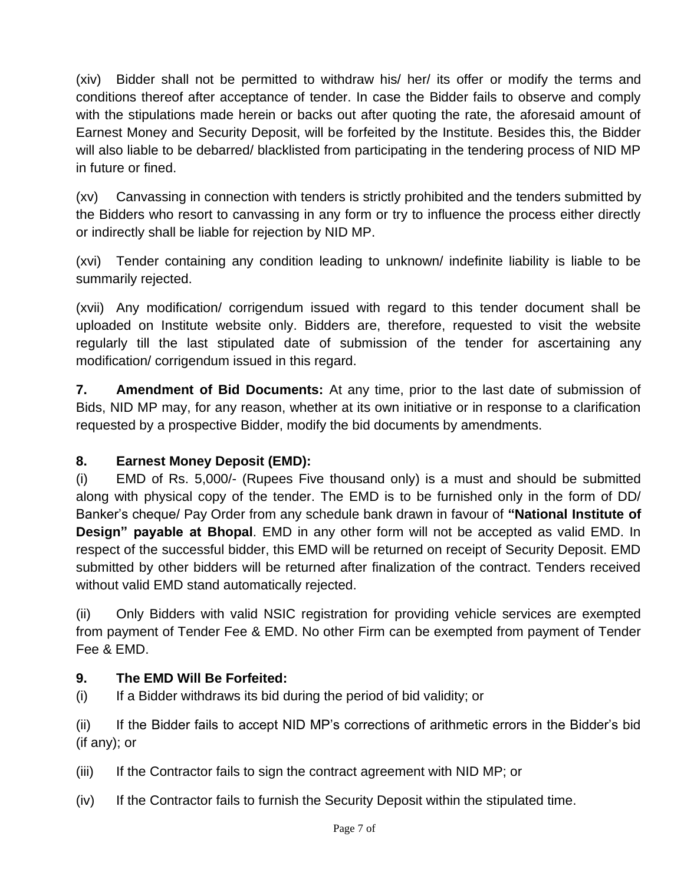(xiv) Bidder shall not be permitted to withdraw his/ her/ its offer or modify the terms and conditions thereof after acceptance of tender. In case the Bidder fails to observe and comply with the stipulations made herein or backs out after quoting the rate, the aforesaid amount of Earnest Money and Security Deposit, will be forfeited by the Institute. Besides this, the Bidder will also liable to be debarred/ blacklisted from participating in the tendering process of NID MP in future or fined.

(xv) Canvassing in connection with tenders is strictly prohibited and the tenders submitted by the Bidders who resort to canvassing in any form or try to influence the process either directly or indirectly shall be liable for rejection by NID MP.

(xvi) Tender containing any condition leading to unknown/ indefinite liability is liable to be summarily rejected.

(xvii) Any modification/ corrigendum issued with regard to this tender document shall be uploaded on Institute website only. Bidders are, therefore, requested to visit the website regularly till the last stipulated date of submission of the tender for ascertaining any modification/ corrigendum issued in this regard.

**7. Amendment of Bid Documents:** At any time, prior to the last date of submission of Bids, NID MP may, for any reason, whether at its own initiative or in response to a clarification requested by a prospective Bidder, modify the bid documents by amendments.

**8. Earnest Money Deposit (EMD):**

(i) EMD of Rs. 5,000/- (Rupees Five thousand only) is a must and should be submitted along with physical copy of the tender. The EMD is to be furnished only in the form of DD/ Banker's cheque/ Pay Order from any schedule bank drawn in favour of **"National Institute of Design" payable at Bhopal**. EMD in any other form will not be accepted as valid EMD. In respect of the successful bidder, this EMD will be returned on receipt of Security Deposit. EMD submitted by other bidders will be returned after finalization of the contract. Tenders received without valid EMD stand automatically rejected.

(ii) Only Bidders with valid NSIC registration for providing vehicle services are exempted from payment of Tender Fee & EMD. No other Firm can be exempted from payment of Tender Fee & EMD.

**9. The EMD Will Be Forfeited:**

(i) If a Bidder withdraws its bid during the period of bid validity; or

(ii) If the Bidder fails to accept NID MP's corrections of arithmetic errors in the Bidder's bid (if any); or

(iii) If the Contractor fails to sign the contract agreement with NID MP; or

(iv) If the Contractor fails to furnish the Security Deposit within the stipulated time.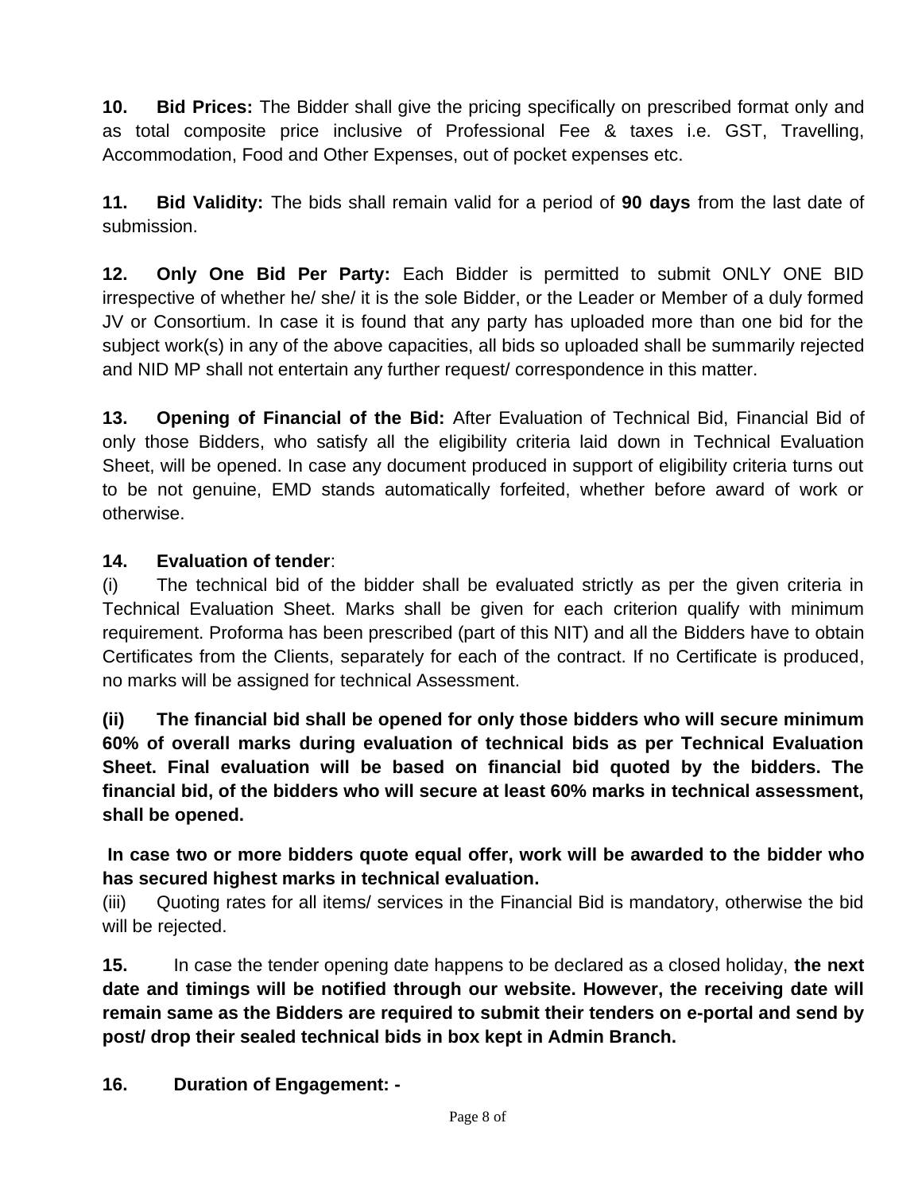**10. Bid Prices:** The Bidder shall give the pricing specifically on prescribed format only and as total composite price inclusive of Professional Fee & taxes i.e. GST, Travelling, Accommodation, Food and Other Expenses, out of pocket expenses etc.

**11. Bid Validity:** The bids shall remain valid for a period of **90 days** from the last date of submission.

**12. Only One Bid Per Party:** Each Bidder is permitted to submit ONLY ONE BID irrespective of whether he/ she/ it is the sole Bidder, or the Leader or Member of a duly formed JV or Consortium. In case it is found that any party has uploaded more than one bid for the subject work(s) in any of the above capacities, all bids so uploaded shall be summarily rejected and NID MP shall not entertain any further request/ correspondence in this matter.

**13. Opening of Financial of the Bid:** After Evaluation of Technical Bid, Financial Bid of only those Bidders, who satisfy all the eligibility criteria laid down in Technical Evaluation Sheet, will be opened. In case any document produced in support of eligibility criteria turns out to be not genuine, EMD stands automatically forfeited, whether before award of work or otherwise.

**14. Evaluation of tender**:

(i) The technical bid of the bidder shall be evaluated strictly as per the given criteria in Technical Evaluation Sheet. Marks shall be given for each criterion qualify with minimum requirement. Proforma has been prescribed (part of this NIT) and all the Bidders have to obtain Certificates from the Clients, separately for each of the contract. If no Certificate is produced, no marks will be assigned for technical Assessment.

**(ii) The financial bid shall be opened for only those bidders who will secure minimum 60% of overall marks during evaluation of technical bids as per Technical Evaluation Sheet. Final evaluation will be based on financial bid quoted by the bidders. The financial bid, of the bidders who will secure at least 60% marks in technical assessment, shall be opened.**

**In case two or more bidders quote equal offer, work will be awarded to the bidder who has secured highest marks in technical evaluation.**

(iii) Quoting rates for all items/ services in the Financial Bid is mandatory, otherwise the bid will be rejected.

**15.** In case the tender opening date happens to be declared as a closed holiday, **the next date and timings will be notified through our website. However, the receiving date will remain same as the Bidders are required to submit their tenders on e-portal and send by post/ drop their sealed technical bids in box kept in Admin Branch.**

**16. Duration of Engagement: -**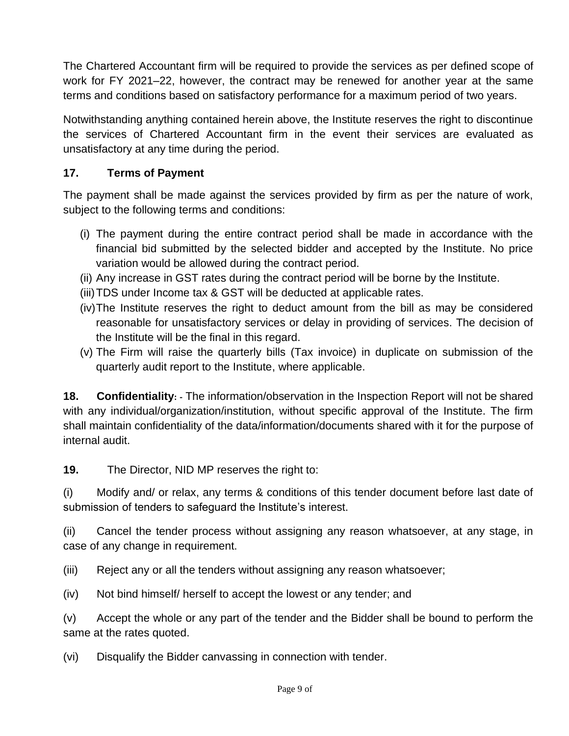The Chartered Accountant firm will be required to provide the services as per defined scope of work for FY 2021–22, however, the contract may be renewed for another year at the same terms and conditions based on satisfactory performance for a maximum period of two years.

Notwithstanding anything contained herein above, the Institute reserves the right to discontinue the services of Chartered Accountant firm in the event their services are evaluated as unsatisfactory at any time during the period.

### 17. Terms of Payment

The payment shall be made against the services provided by firm as per the nature of work, subject to the following terms and conditions:

(i) The payment during the entire contract period shall be made in accordance with the financial bid submitted by the selected bidder and accepted by the Institute. No price variation would be allowed during the contract period.
(ii) Any increase in GST rates during the contract period will be borne by the Institute.
(iii) TDS under Income tax & GST will be deducted at applicable rates.
(iv) The Institute reserves the right to deduct amount from the bill as may be considered reasonable for unsatisfactory services or delay in providing of services. The decision of the Institute will be the final in this regard.
(v) The Firm will raise the quarterly bills (Tax invoice) in duplicate on submission of the quarterly audit report to the Institute, where applicable.

**18. Confidentiality: -** The information/observation in the Inspection Report will not be shared with any individual/organization/institution, without specific approval of the Institute. The firm shall maintain confidentiality of the data/information/documents shared with it for the purpose of internal audit.

**19.** The Director, NID MP reserves the right to:

(i) Modify and/ or relax, any terms & conditions of this tender document before last date of submission of tenders to safeguard the Institute's interest.

(ii) Cancel the tender process without assigning any reason whatsoever, at any stage, in case of any change in requirement.

(iii) Reject any or all the tenders without assigning any reason whatsoever;

(iv) Not bind himself/ herself to accept the lowest or any tender; and

(v) Accept the whole or any part of the tender and the Bidder shall be bound to perform the same at the rates quoted.

(vi) Disqualify the Bidder canvassing in connection with tender.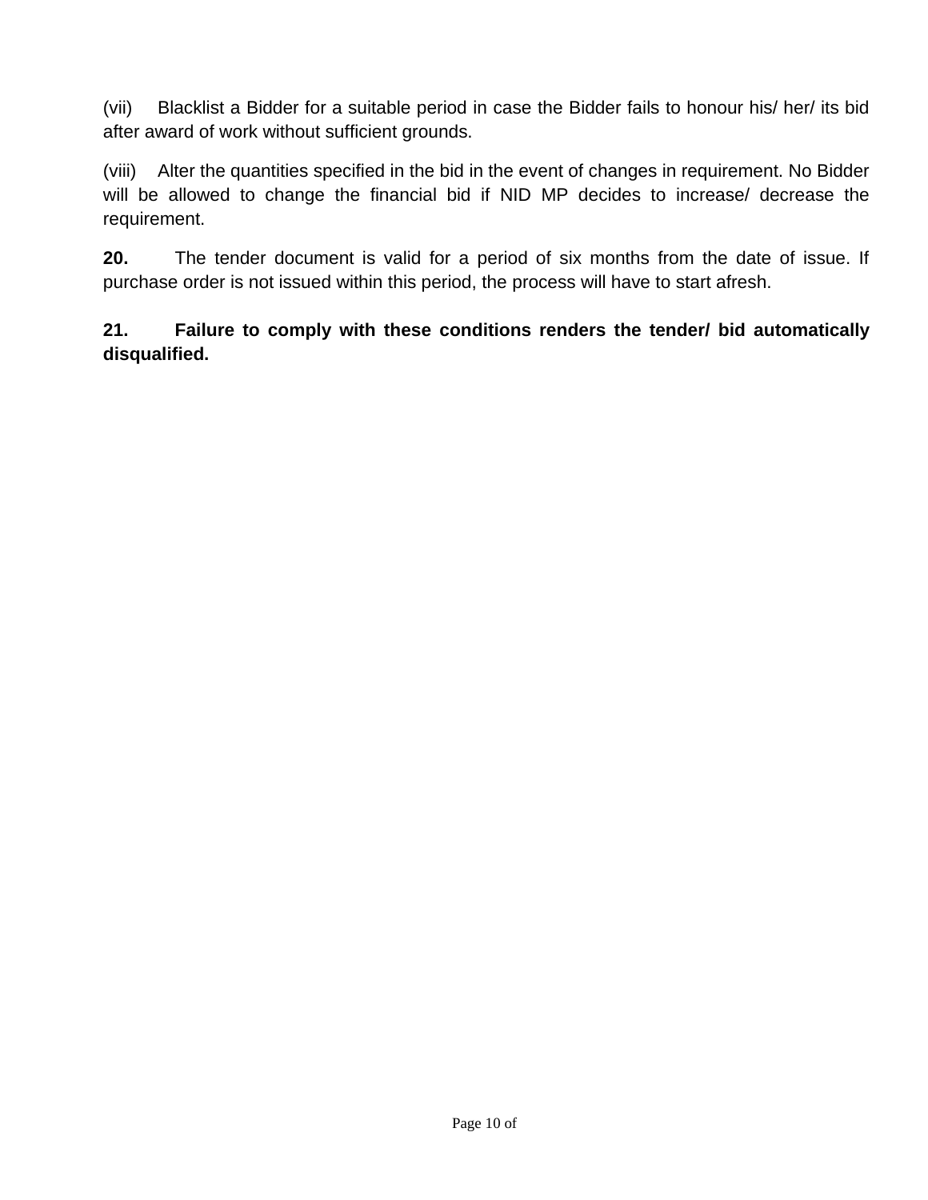(vii) Blacklist a Bidder for a suitable period in case the Bidder fails to honour his/ her/ its bid after award of work without sufficient grounds.

(viii) Alter the quantities specified in the bid in the event of changes in requirement. No Bidder will be allowed to change the financial bid if NID MP decides to increase/ decrease the requirement.

**20.** The tender document is valid for a period of six months from the date of issue. If purchase order is not issued within this period, the process will have to start afresh.

**21. Failure to comply with these conditions renders the tender/ bid automatically disqualified.**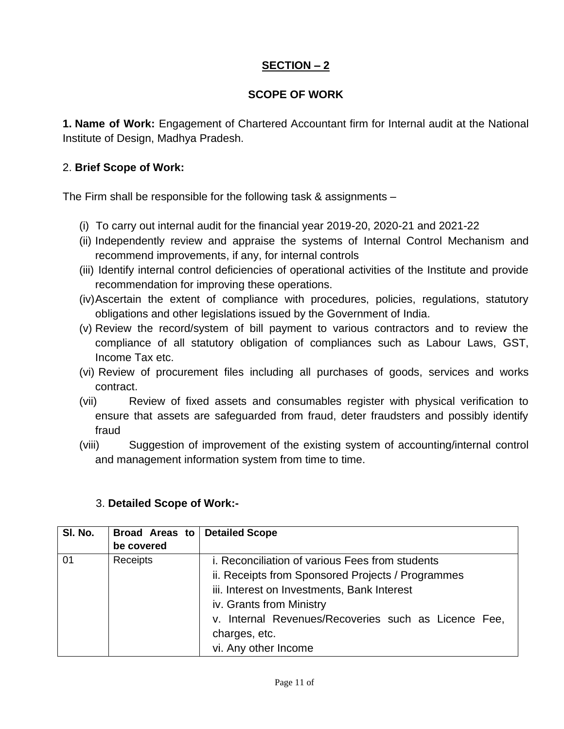## SECTION – 2

### SCOPE OF WORK

**1. Name of Work:** Engagement of Chartered Accountant firm for Internal audit at the National Institute of Design, Madhya Pradesh.

2. **Brief Scope of Work:**

The Firm shall be responsible for the following task & assignments –

(i) To carry out internal audit for the financial year 2019-20, 2020-21 and 2021-22

(ii) Independently review and appraise the systems of Internal Control Mechanism and recommend improvements, if any, for internal controls

(iii) Identify internal control deficiencies of operational activities of the Institute and provide recommendation for improving these operations.

(iv) Ascertain the extent of compliance with procedures, policies, regulations, statutory obligations and other legislations issued by the Government of India.

(v) Review the record/system of bill payment to various contractors and to review the compliance of all statutory obligation of compliances such as Labour Laws, GST, Income Tax etc.

(vi) Review of procurement files including all purchases of goods, services and works contract.

(vii) Review of fixed assets and consumables register with physical verification to ensure that assets are safeguarded from fraud, deter fraudsters and possibly identify fraud

(viii) Suggestion of improvement of the existing system of accounting/internal control and management information system from time to time.

3. **Detailed Scope of Work:-**

| Sl. No. | Broad Areas to be covered | Detailed Scope |
|---|---|---|
| 01 | Receipts | i. Reconciliation of various Fees from students<br>ii. Receipts from Sponsored Projects / Programmes<br>iii. Interest on Investments, Bank Interest<br>iv. Grants from Ministry<br>v. Internal Revenues/Recoveries such as Licence Fee, charges, etc.<br>vi. Any other Income |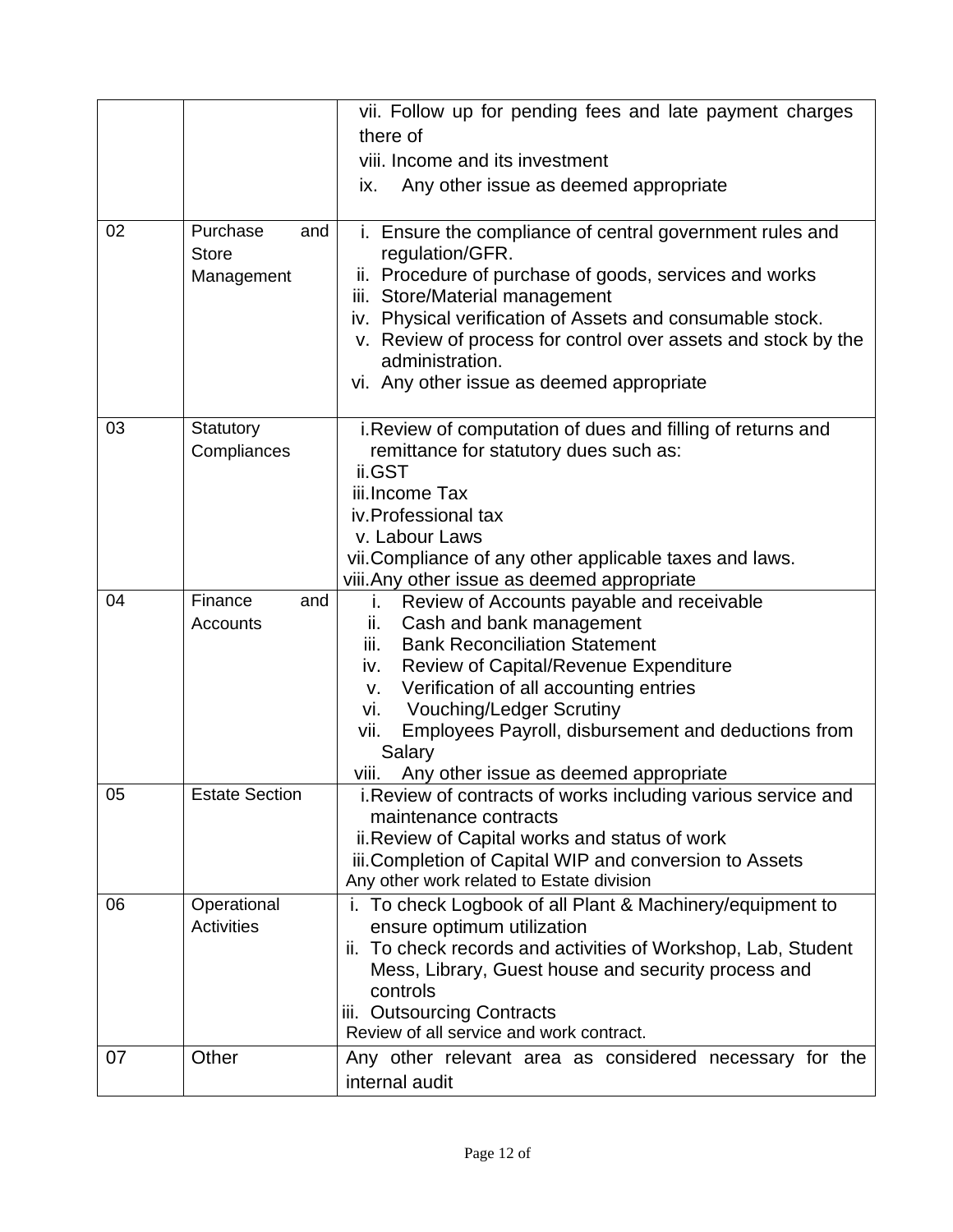| | | |
|---|---|---|
| | | vii. Follow up for pending fees and late payment charges there of<br>viii. Income and its investment<br>ix. Any other issue as deemed appropriate |
| 02 | Purchase and Store Management | i. Ensure the compliance of central government rules and regulation/GFR.<br>ii. Procedure of purchase of goods, services and works<br>iii. Store/Material management<br>iv. Physical verification of Assets and consumable stock.<br>v. Review of process for control over assets and stock by the administration.<br>vi. Any other issue as deemed appropriate |
| 03 | Statutory Compliances | i. Review of computation of dues and filling of returns and remittance for statutory dues such as:<br>ii. GST<br>iii. Income Tax<br>iv. Professional tax<br>v. Labour Laws<br>vii. Compliance of any other applicable taxes and laws.<br>viii. Any other issue as deemed appropriate |
| 04 | Finance and Accounts | i. Review of Accounts payable and receivable<br>ii. Cash and bank management<br>iii. Bank Reconciliation Statement<br>iv. Review of Capital/Revenue Expenditure<br>v. Verification of all accounting entries<br>vi. Vouching/Ledger Scrutiny<br>vii. Employees Payroll, disbursement and deductions from Salary<br>viii. Any other issue as deemed appropriate |
| 05 | Estate Section | i. Review of contracts of works including various service and maintenance contracts<br>ii. Review of Capital works and status of work<br>iii. Completion of Capital WIP and conversion to Assets<br>Any other work related to Estate division |
| 06 | Operational Activities | i. To check Logbook of all Plant & Machinery/equipment to ensure optimum utilization<br>ii. To check records and activities of Workshop, Lab, Student Mess, Library, Guest house and security process and controls<br>iii. Outsourcing Contracts<br>Review of all service and work contract. |
| 07 | Other | Any other relevant area as considered necessary for the internal audit |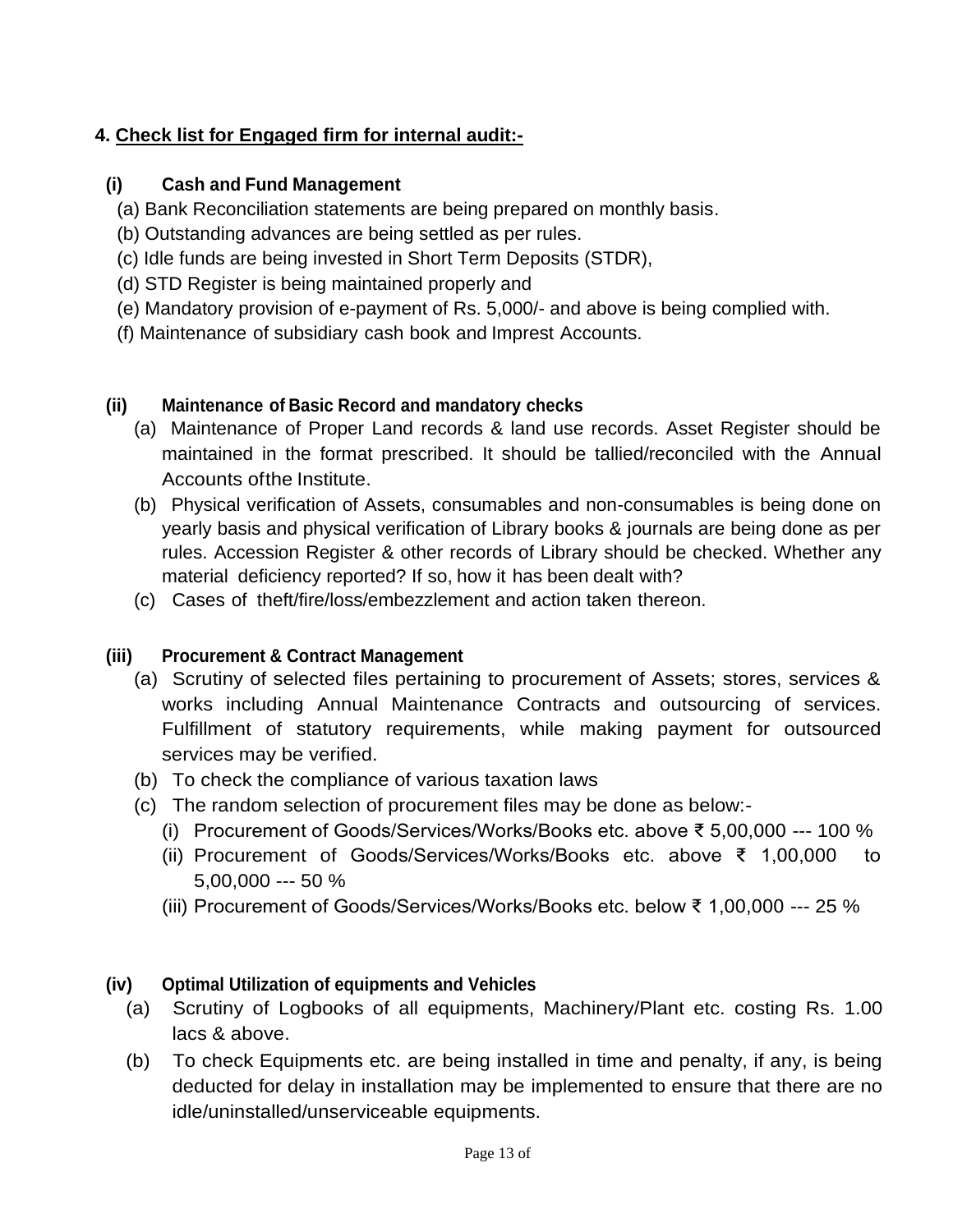## 4. Check list for Engaged firm for internal audit:-

### (i) Cash and Fund Management

(a) Bank Reconciliation statements are being prepared on monthly basis.

(b) Outstanding advances are being settled as per rules.

(c) Idle funds are being invested in Short Term Deposits (STDR),

(d) STD Register is being maintained properly and

(e) Mandatory provision of e-payment of Rs. 5,000/- and above is being complied with.

(f) Maintenance of subsidiary cash book and Imprest Accounts.

### (ii) Maintenance of Basic Record and mandatory checks

(a) Maintenance of Proper Land records & land use records. Asset Register should be maintained in the format prescribed. It should be tallied/reconciled with the Annual Accounts ofthe Institute.

(b) Physical verification of Assets, consumables and non-consumables is being done on yearly basis and physical verification of Library books & journals are being done as per rules. Accession Register & other records of Library should be checked. Whether any material deficiency reported? If so, how it has been dealt with?

(c) Cases of theft/fire/loss/embezzlement and action taken thereon.

### (iii) Procurement & Contract Management

(a) Scrutiny of selected files pertaining to procurement of Assets; stores, services & works including Annual Maintenance Contracts and outsourcing of services. Fulfillment of statutory requirements, while making payment for outsourced services may be verified.

(b) To check the compliance of various taxation laws

(c) The random selection of procurement files may be done as below:-

(i) Procurement of Goods/Services/Works/Books etc. above ₹ 5,00,000 --- 100 %

(ii) Procurement of Goods/Services/Works/Books etc. above ₹ 1,00,000 to 5,00,000 --- 50 %

(iii) Procurement of Goods/Services/Works/Books etc. below ₹ 1,00,000 --- 25 %

### (iv) Optimal Utilization of equipments and Vehicles

(a) Scrutiny of Logbooks of all equipments, Machinery/Plant etc. costing Rs. 1.00 lacs & above.

(b) To check Equipments etc. are being installed in time and penalty, if any, is being deducted for delay in installation may be implemented to ensure that there are no idle/uninstalled/unserviceable equipments.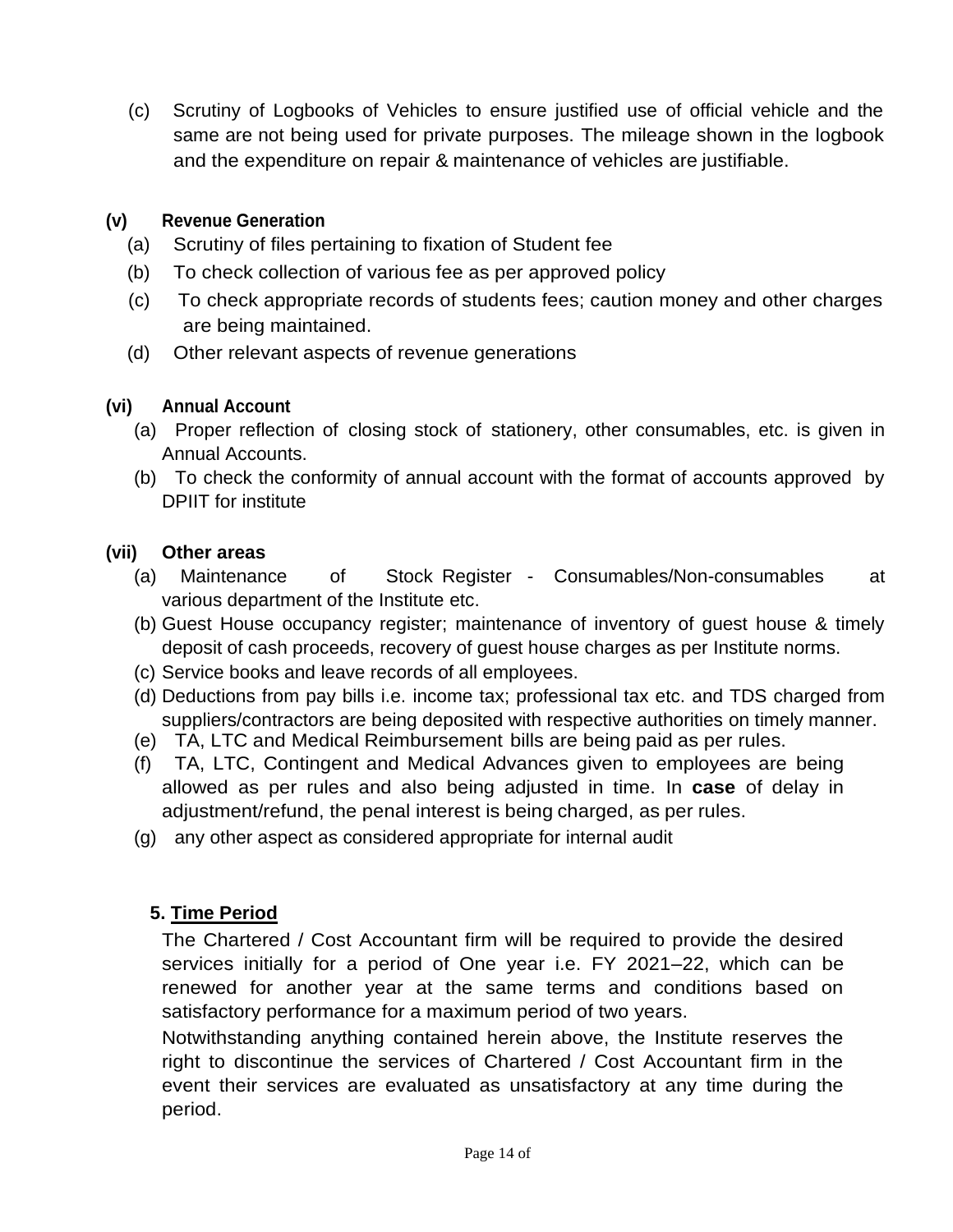(c) Scrutiny of Logbooks of Vehicles to ensure justified use of official vehicle and the same are not being used for private purposes. The mileage shown in the logbook and the expenditure on repair & maintenance of vehicles are justifiable.

**(v) Revenue Generation**

(a) Scrutiny of files pertaining to fixation of Student fee

(b) To check collection of various fee as per approved policy

(c) To check appropriate records of students fees; caution money and other charges are being maintained.

(d) Other relevant aspects of revenue generations

**(vi) Annual Account**

(a) Proper reflection of closing stock of stationery, other consumables, etc. is given in Annual Accounts.

(b) To check the conformity of annual account with the format of accounts approved by DPIIT for institute

**(vii) Other areas**

(a) Maintenance of Stock Register - Consumables/Non-consumables at various department of the Institute etc.

(b) Guest House occupancy register; maintenance of inventory of guest house & timely deposit of cash proceeds, recovery of guest house charges as per Institute norms.

(c) Service books and leave records of all employees.

(d) Deductions from pay bills i.e. income tax; professional tax etc. and TDS charged from suppliers/contractors are being deposited with respective authorities on timely manner.

(e) TA, LTC and Medical Reimbursement bills are being paid as per rules.

(f) TA, LTC, Contingent and Medical Advances given to employees are being allowed as per rules and also being adjusted in time. In **case** of delay in adjustment/refund, the penal interest is being charged, as per rules.

(g) any other aspect as considered appropriate for internal audit

**5. <u>Time Period</u>**

The Chartered / Cost Accountant firm will be required to provide the desired services initially for a period of One year i.e. FY 2021–22, which can be renewed for another year at the same terms and conditions based on satisfactory performance for a maximum period of two years.

Notwithstanding anything contained herein above, the Institute reserves the right to discontinue the services of Chartered / Cost Accountant firm in the event their services are evaluated as unsatisfactory at any time during the period.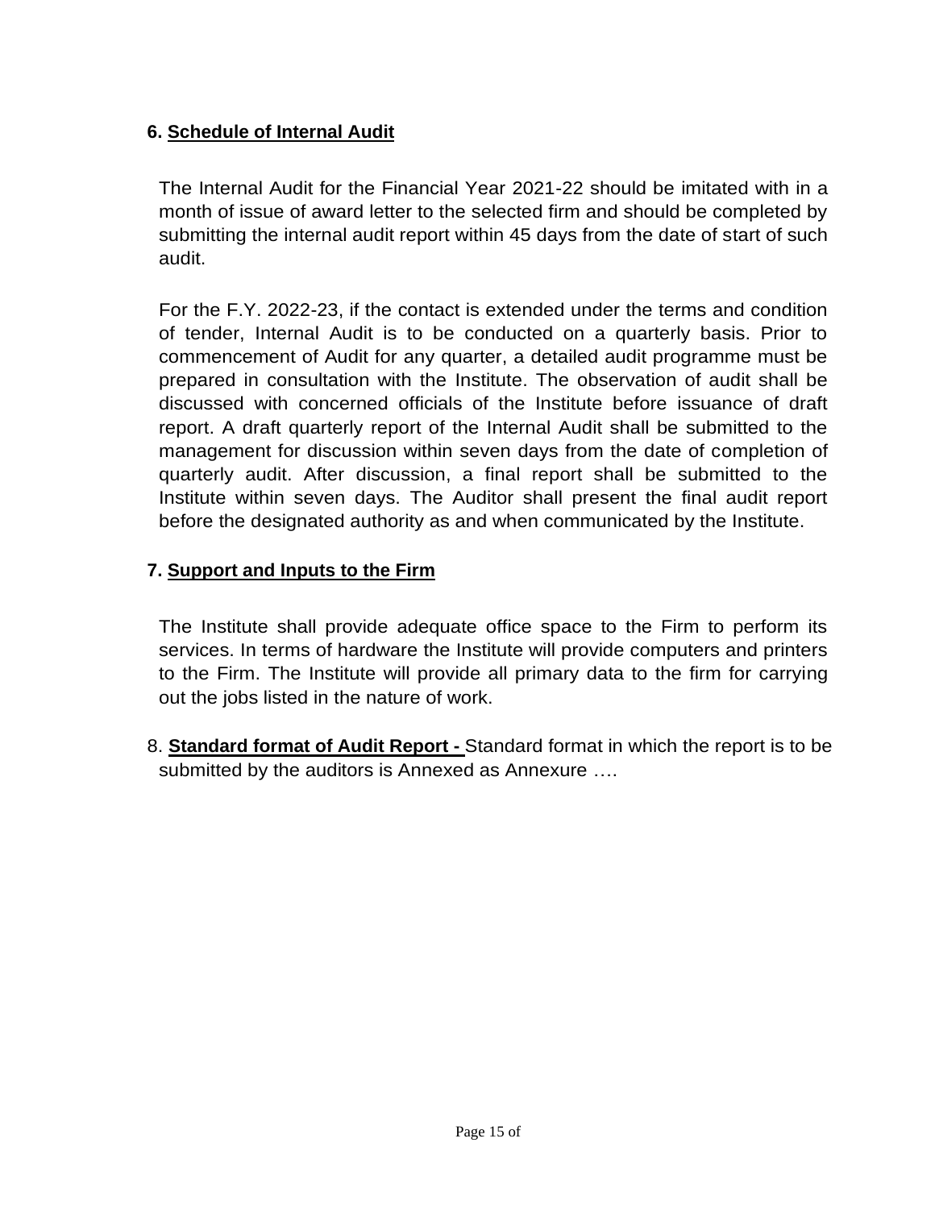**6. Schedule of Internal Audit**

The Internal Audit for the Financial Year 2021-22 should be imitated with in a month of issue of award letter to the selected firm and should be completed by submitting the internal audit report within 45 days from the date of start of such audit.

For the F.Y. 2022-23, if the contact is extended under the terms and condition of tender, Internal Audit is to be conducted on a quarterly basis. Prior to commencement of Audit for any quarter, a detailed audit programme must be prepared in consultation with the Institute. The observation of audit shall be discussed with concerned officials of the Institute before issuance of draft report. A draft quarterly report of the Internal Audit shall be submitted to the management for discussion within seven days from the date of completion of quarterly audit. After discussion, a final report shall be submitted to the Institute within seven days. The Auditor shall present the final audit report before the designated authority as and when communicated by the Institute.

**7. Support and Inputs to the Firm**

The Institute shall provide adequate office space to the Firm to perform its services. In terms of hardware the Institute will provide computers and printers to the Firm. The Institute will provide all primary data to the firm for carrying out the jobs listed in the nature of work.

8. **Standard format of Audit Report -** Standard format in which the report is to be submitted by the auditors is Annexed as Annexure ….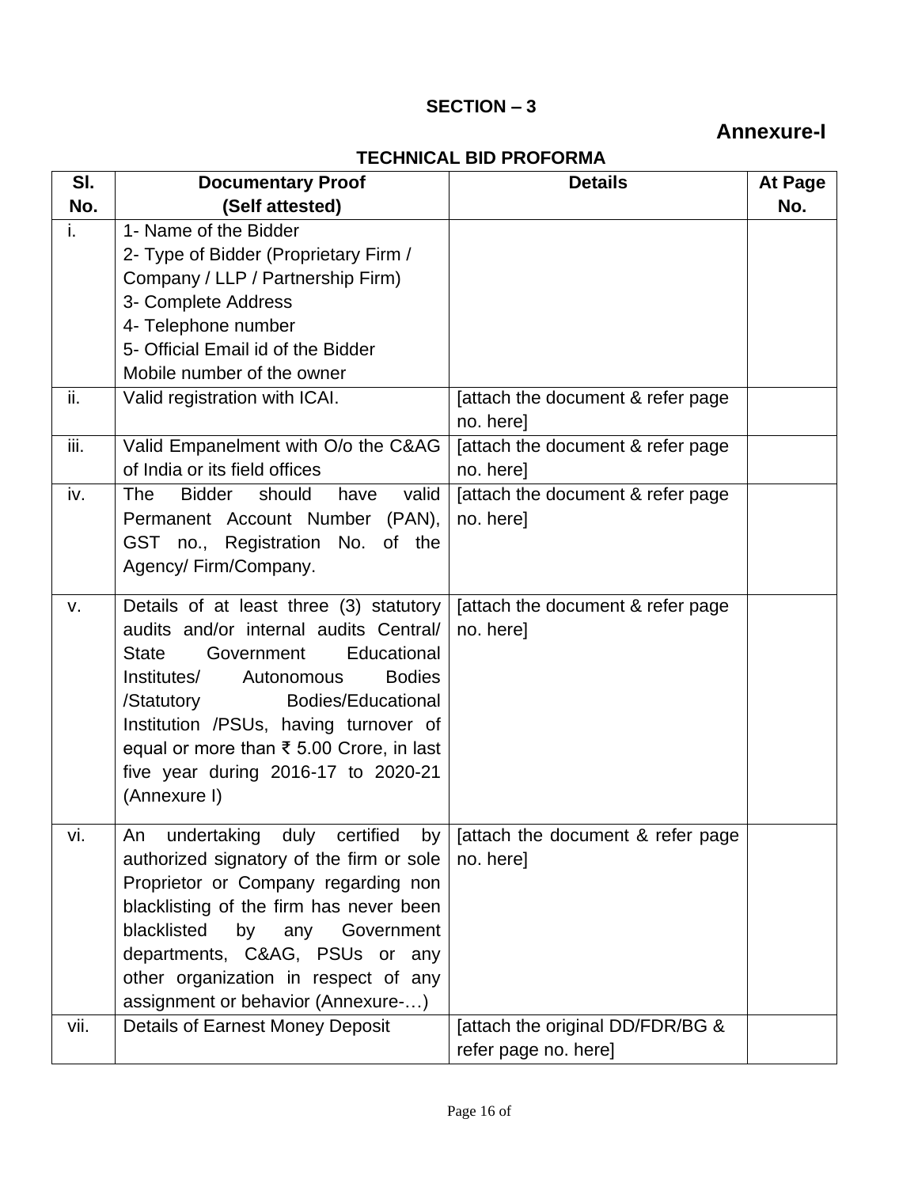**SECTION – 3**

**Annexure-I**

**TECHNICAL BID PROFORMA**

| Sl. No. | Documentary Proof (Self attested) | Details | At Page No. |
|---|---|---|---|
| i. | 1- Name of the Bidder<br>2- Type of Bidder (Proprietary Firm / Company / LLP / Partnership Firm)<br>3- Complete Address<br>4- Telephone number<br>5- Official Email id of the Bidder<br>Mobile number of the owner | | |
| ii. | Valid registration with ICAI. | [attach the document & refer page no. here] | |
| iii. | Valid Empanelment with O/o the C&AG of India or its field offices | [attach the document & refer page no. here] | |
| iv. | The Bidder should have valid Permanent Account Number (PAN), GST no., Registration No. of the Agency/ Firm/Company. | [attach the document & refer page no. here] | |
| v. | Details of at least three (3) statutory audits and/or internal audits Central/ State Government Educational Institutes/ Autonomous Bodies /Statutory Bodies/Educational Institution /PSUs, having turnover of equal or more than ₹ 5.00 Crore, in last five year during 2016-17 to 2020-21 (Annexure I) | [attach the document & refer page no. here] | |
| vi. | An undertaking duly certified by authorized signatory of the firm or sole Proprietor or Company regarding non blacklisting of the firm has never been blacklisted by any Government departments, C&AG, PSUs or any other organization in respect of any assignment or behavior (Annexure-…) | [attach the document & refer page no. here] | |
| vii. | Details of Earnest Money Deposit | [attach the original DD/FDR/BG & refer page no. here] | |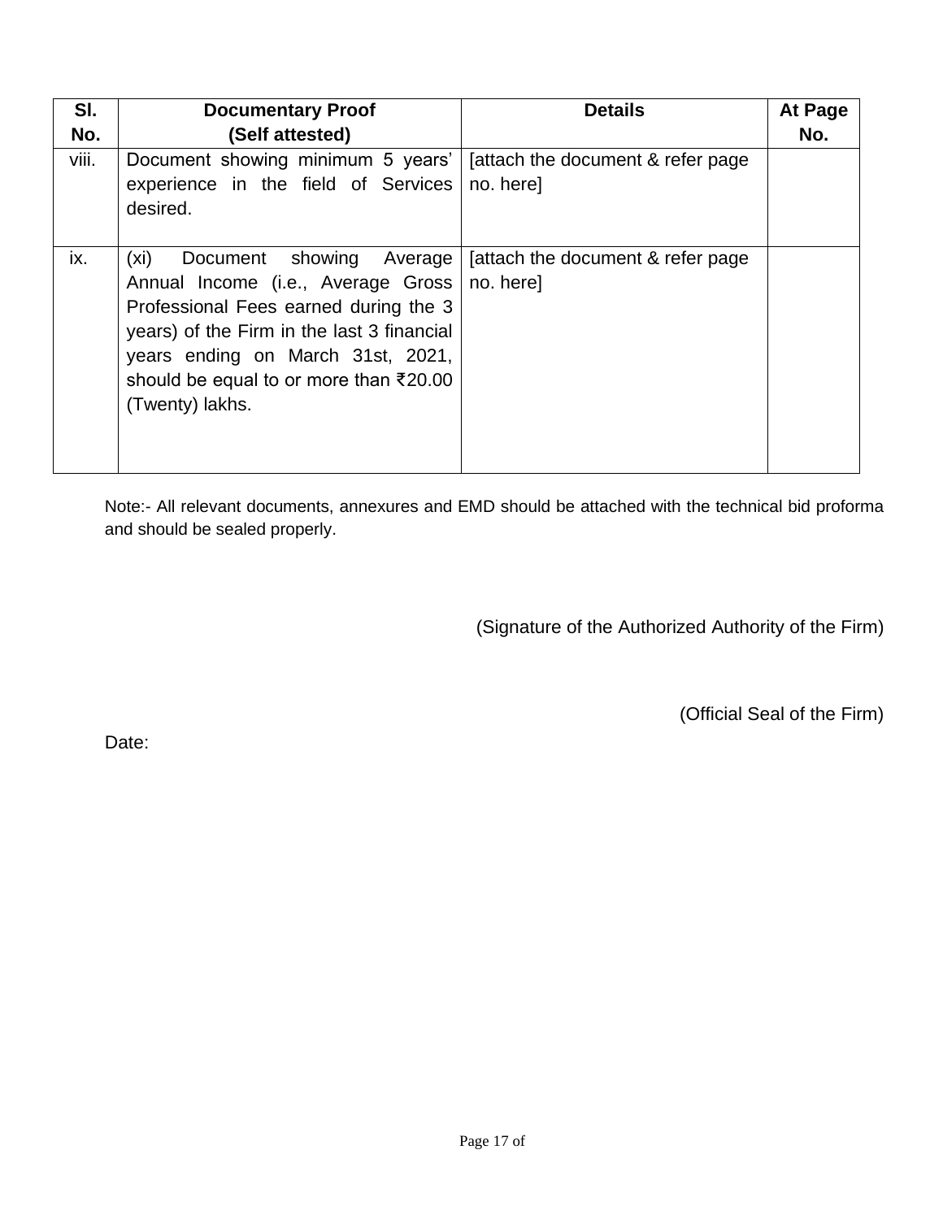| Sl. No. | Documentary Proof (Self attested) | Details | At Page No. |
|---|---|---|---|
| viii. | Document showing minimum 5 years' experience in the field of Services desired. | [attach the document & refer page no. here] | |
| ix. | (xi) Document showing Average Annual Income (i.e., Average Gross Professional Fees earned during the 3 years) of the Firm in the last 3 financial years ending on March 31st, 2021, should be equal to or more than ₹20.00 (Twenty) lakhs. | [attach the document & refer page no. here] | |

Note:- All relevant documents, annexures and EMD should be attached with the technical bid proforma and should be sealed properly.

(Signature of the Authorized Authority of the Firm)

(Official Seal of the Firm)

Date: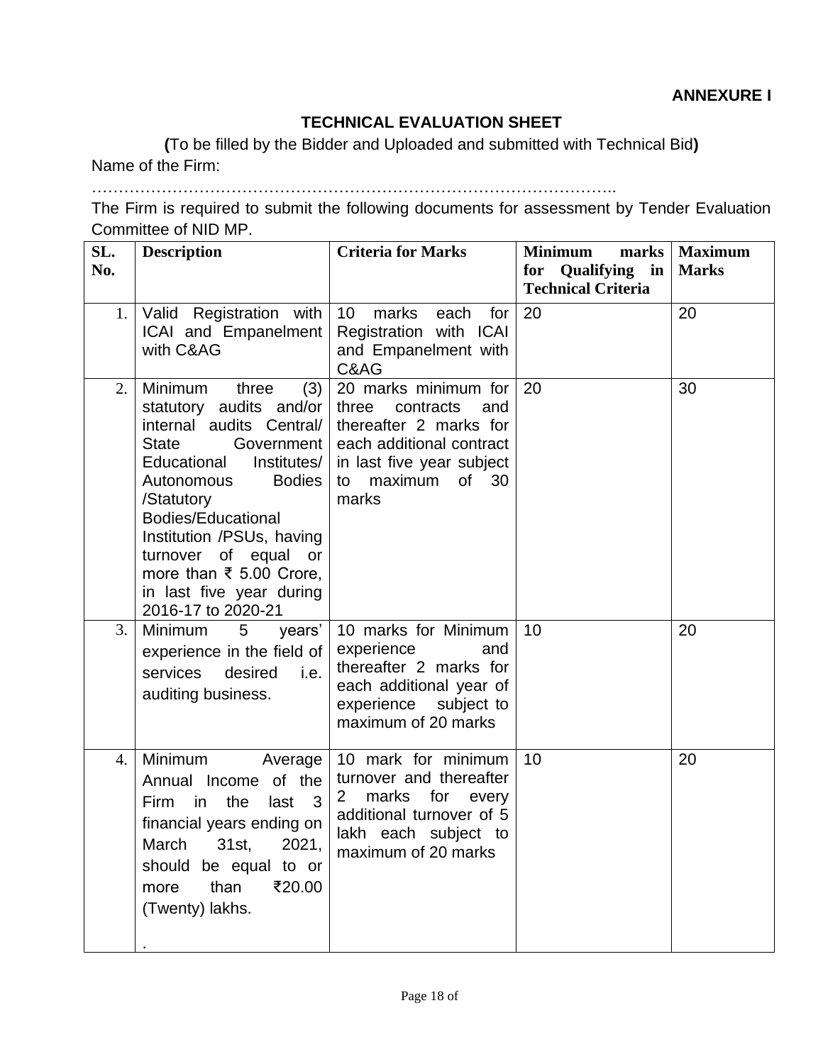**ANNEXURE I**

## TECHNICAL EVALUATION SHEET

**(**To be filled by the Bidder and Uploaded and submitted with Technical Bid**)**

Name of the Firm:

…………………………………………………………………………………..

The Firm is required to submit the following documents for assessment by Tender Evaluation Committee of NID MP.

| SL. No. | Description | Criteria for Marks | Minimum marks for Qualifying in Technical Criteria | Maximum Marks |
|---|---|---|---|---|
| 1. | Valid Registration with ICAI and Empanelment with C&AG | 10 marks each for Registration with ICAI and Empanelment with C&AG | 20 | 20 |
| 2. | Minimum three (3) statutory audits and/or internal audits Central/ State Government Educational Institutes/ Autonomous Bodies /Statutory Bodies/Educational Institution /PSUs, having turnover of equal or more than ₹ 5.00 Crore, in last five year during 2016-17 to 2020-21 | 20 marks minimum for three contracts and thereafter 2 marks for each additional contract in last five year subject to maximum of 30 marks | 20 | 30 |
| 3. | Minimum 5 years' experience in the field of services desired i.e. auditing business. | 10 marks for Minimum experience and thereafter 2 marks for each additional year of experience subject to maximum of 20 marks | 10 | 20 |
| 4. | Minimum Average Annual Income of the Firm in the last 3 financial years ending on March 31st, 2021, should be equal to or more than ₹20.00 (Twenty) lakhs. . | 10 mark for minimum turnover and thereafter 2 marks for every additional turnover of 5 lakh each subject to maximum of 20 marks | 10 | 20 |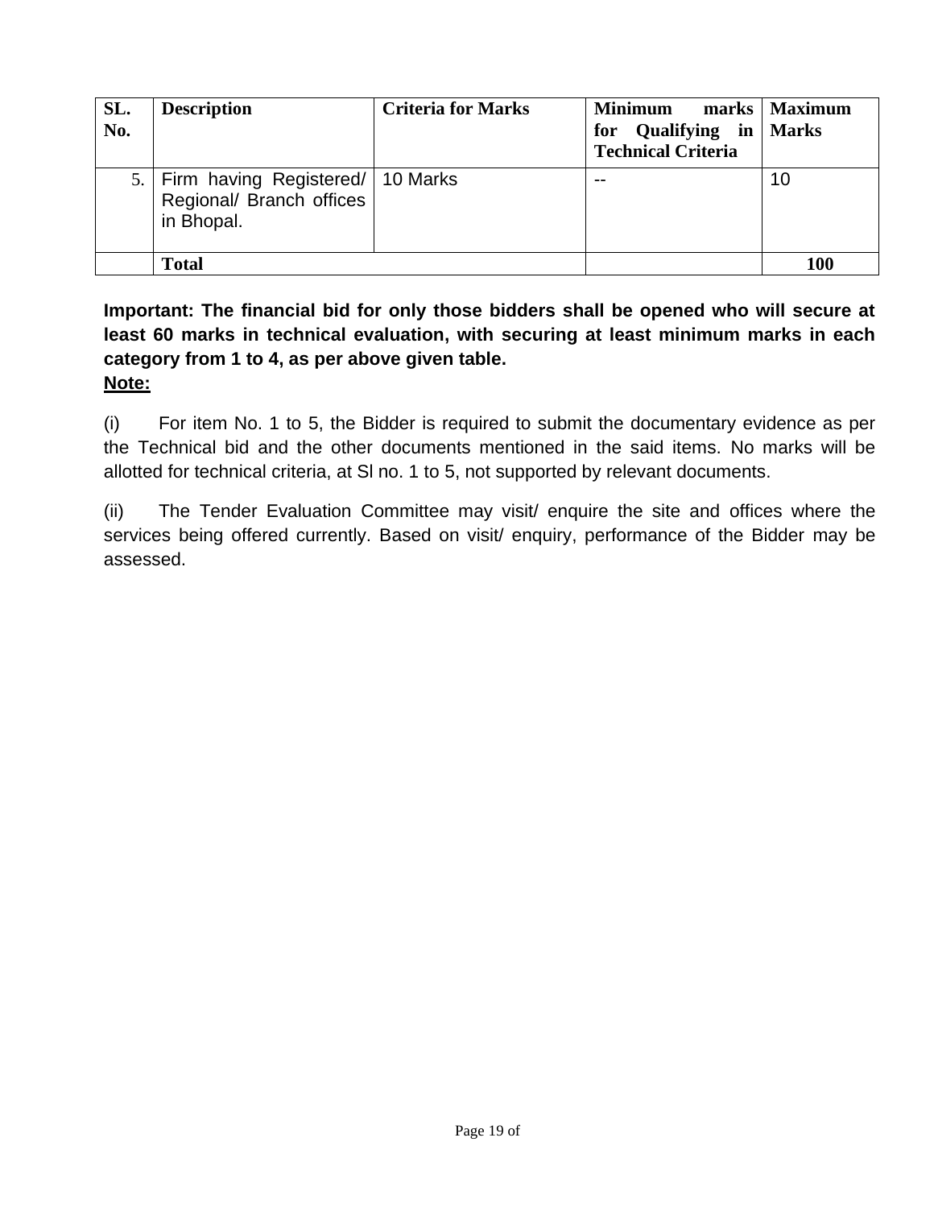| SL. No. | Description | Criteria for Marks | Minimum marks for Qualifying in Technical Criteria | Maximum Marks |
|---|---|---|---|---|
| 5. | Firm having Registered/ Regional/ Branch offices in Bhopal. | 10 Marks | -- | 10 |
| | **Total** | | | **100** |

**Important: The financial bid for only those bidders shall be opened who will secure at least 60 marks in technical evaluation, with securing at least minimum marks in each category from 1 to 4, as per above given table.**

**Note:**

(i) For item No. 1 to 5, the Bidder is required to submit the documentary evidence as per the Technical bid and the other documents mentioned in the said items. No marks will be allotted for technical criteria, at Sl no. 1 to 5, not supported by relevant documents.

(ii) The Tender Evaluation Committee may visit/ enquire the site and offices where the services being offered currently. Based on visit/ enquiry, performance of the Bidder may be assessed.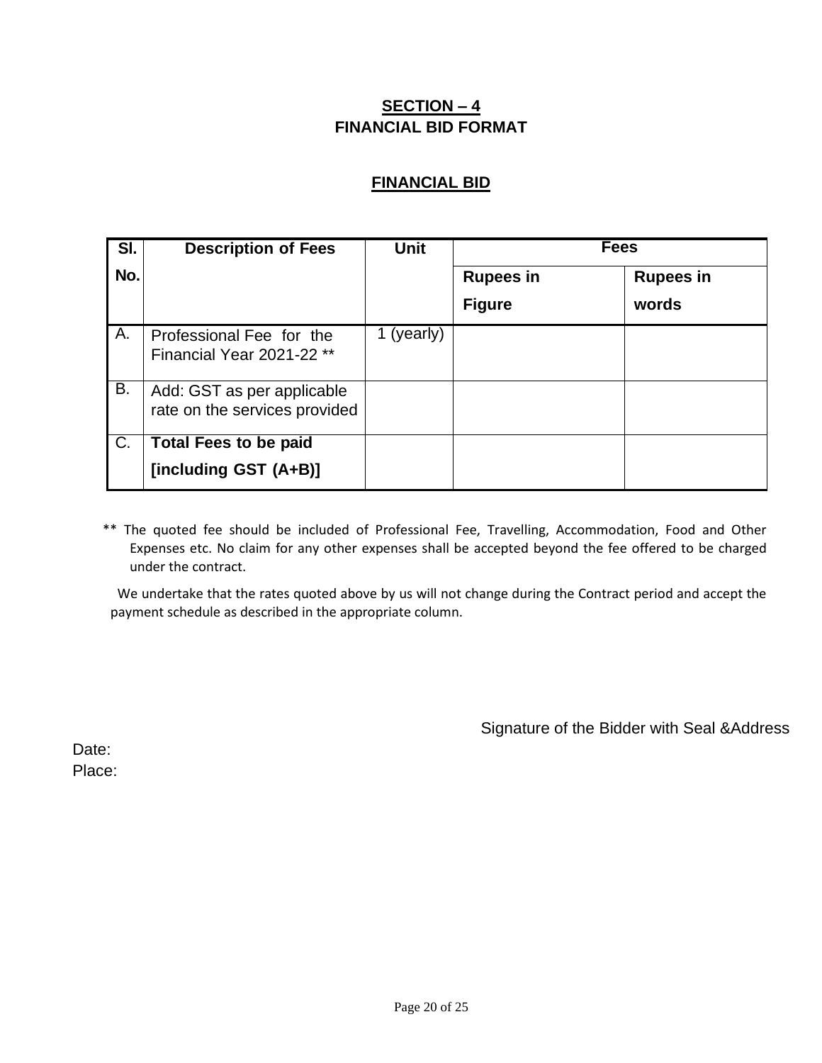## SECTION – 4
## FINANCIAL BID FORMAT

### FINANCIAL BID

| Sl. No. | Description of Fees | Unit | Fees | |
|---|---|---|---|---|
| | | | **Rupees in Figure** | **Rupees in words** |
| A. | Professional Fee for the Financial Year 2021-22 ** | 1 (yearly) | | |
| B. | Add: GST as per applicable rate on the services provided | | | |
| C. | **Total Fees to be paid [including GST (A+B)]** | | | |

** The quoted fee should be included of Professional Fee, Travelling, Accommodation, Food and Other Expenses etc. No claim for any other expenses shall be accepted beyond the fee offered to be charged under the contract.

We undertake that the rates quoted above by us will not change during the Contract period and accept the payment schedule as described in the appropriate column.

Signature of the Bidder with Seal &Address

Date:

Place: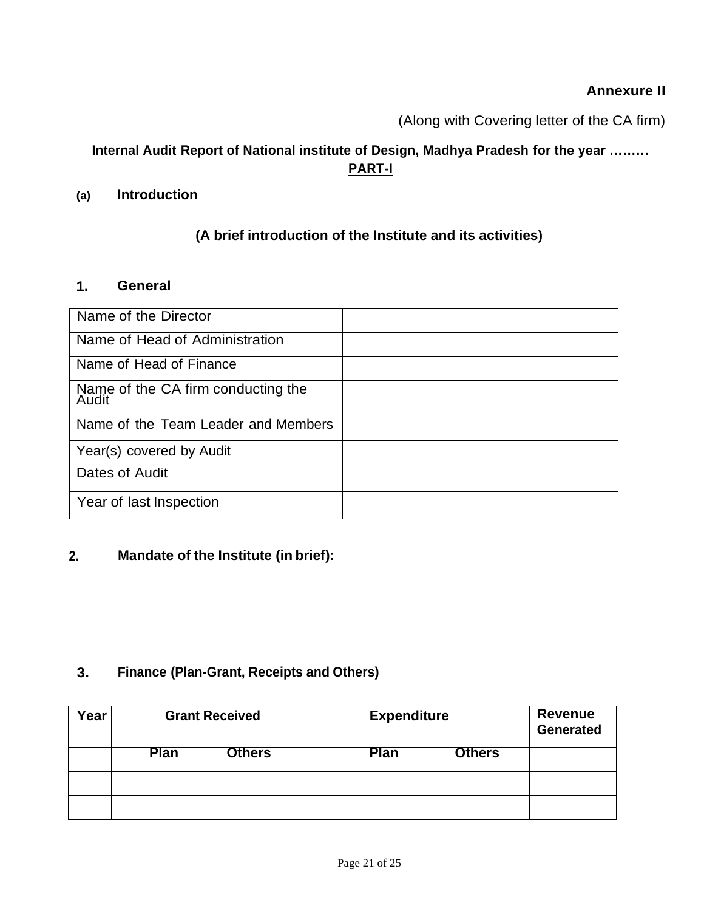**Annexure II**

(Along with Covering letter of the CA firm)

**Internal Audit Report of National institute of Design, Madhya Pradesh for the year ………**

**PART-I**

**(a) Introduction**

**(A brief introduction of the Institute and its activities)**

## 1. General

| Name of the Director | |
|---|---|
| Name of Head of Administration | |
| Name of Head of Finance | |
| Name of the CA firm conducting the Audit | |
| Name of the Team Leader and Members | |
| Year(s) covered by Audit | |
| Dates of Audit | |
| Year of last Inspection | |

## 2. Mandate of the Institute (in brief):

## 3. Finance (Plan-Grant, Receipts and Others)

| Year | Grant Received | | Expenditure | | Revenue Generated |
|---|---|---|---|---|---|
| | Plan | Others | Plan | Others | |
| | | | | | |
| | | | | | |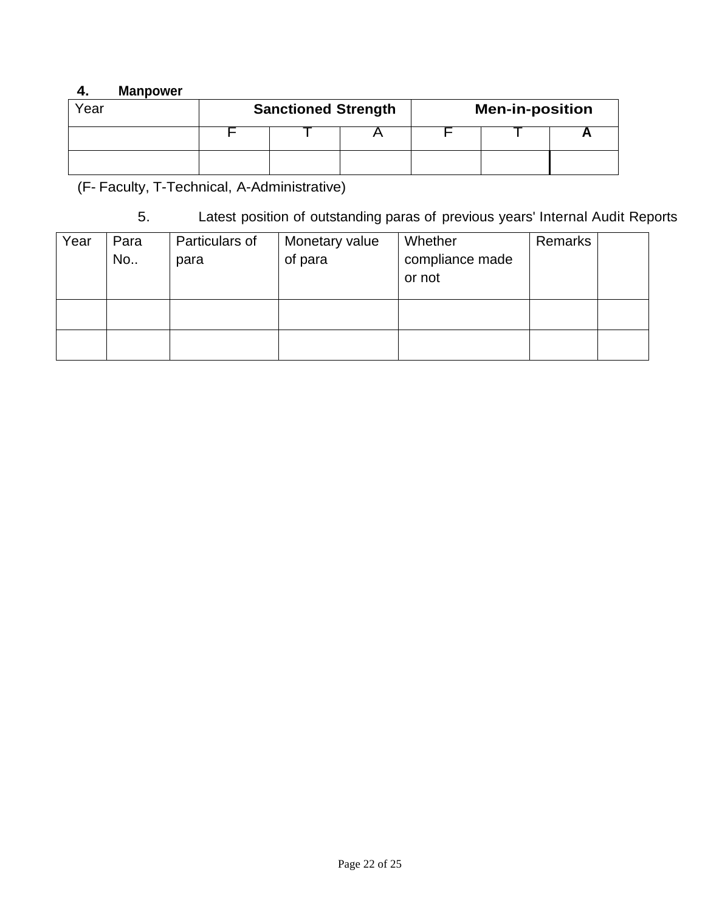**4. Manpower**

| Year | Sanctioned Strength | | | Men-in-position | | |
|---|---|---|---|---|---|---|
| | F | T | A | F | T | A |
| | | | | | | |

(F- Faculty, T-Technical, A-Administrative)

5. Latest position of outstanding paras of previous years' Internal Audit Reports

| Year | Para No.. | Particulars of para | Monetary value of para | Whether compliance made or not | Remarks | |
|---|---|---|---|---|---|---|
| | | | | | | |
| | | | | | | |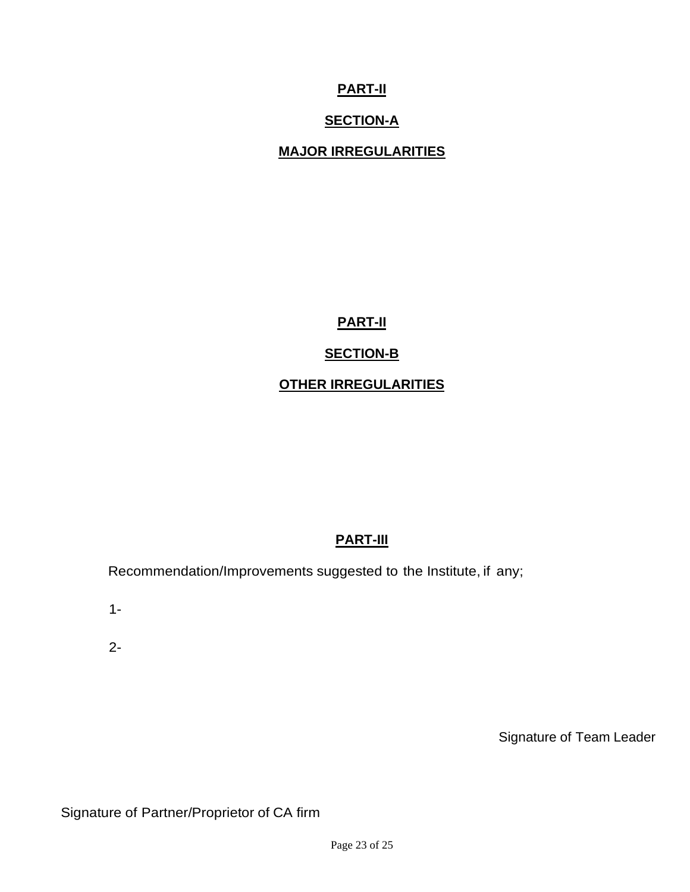**PART-II**

**SECTION-A**

**MAJOR IRREGULARITIES**

**PART-II**

**SECTION-B**

**OTHER IRREGULARITIES**

**PART-III**

Recommendation/Improvements suggested to the Institute, if any;

1-

2-

Signature of Team Leader

Signature of Partner/Proprietor of CA firm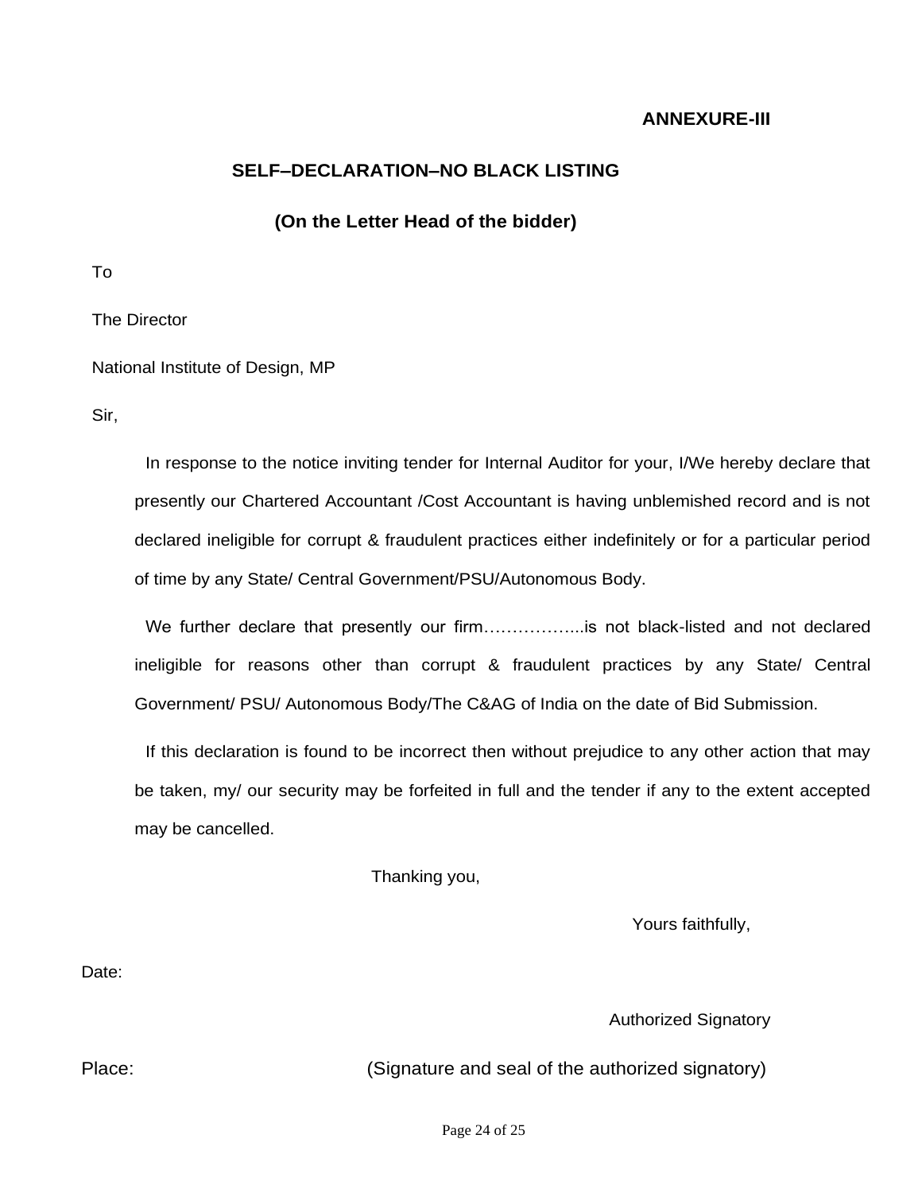**ANNEXURE-III**

## SELF–DECLARATION–NO BLACK LISTING

**(On the Letter Head of the bidder)**

To

The Director

National Institute of Design, MP

Sir,

In response to the notice inviting tender for Internal Auditor for your, I/We hereby declare that presently our Chartered Accountant /Cost Accountant is having unblemished record and is not declared ineligible for corrupt & fraudulent practices either indefinitely or for a particular period of time by any State/ Central Government/PSU/Autonomous Body.

We further declare that presently our firm……………...is not black-listed and not declared ineligible for reasons other than corrupt & fraudulent practices by any State/ Central Government/ PSU/ Autonomous Body/The C&AG of India on the date of Bid Submission.

If this declaration is found to be incorrect then without prejudice to any other action that may be taken, my/ our security may be forfeited in full and the tender if any to the extent accepted may be cancelled.

Thanking you,

Yours faithfully,

Date:

Authorized Signatory

Place: (Signature and seal of the authorized signatory)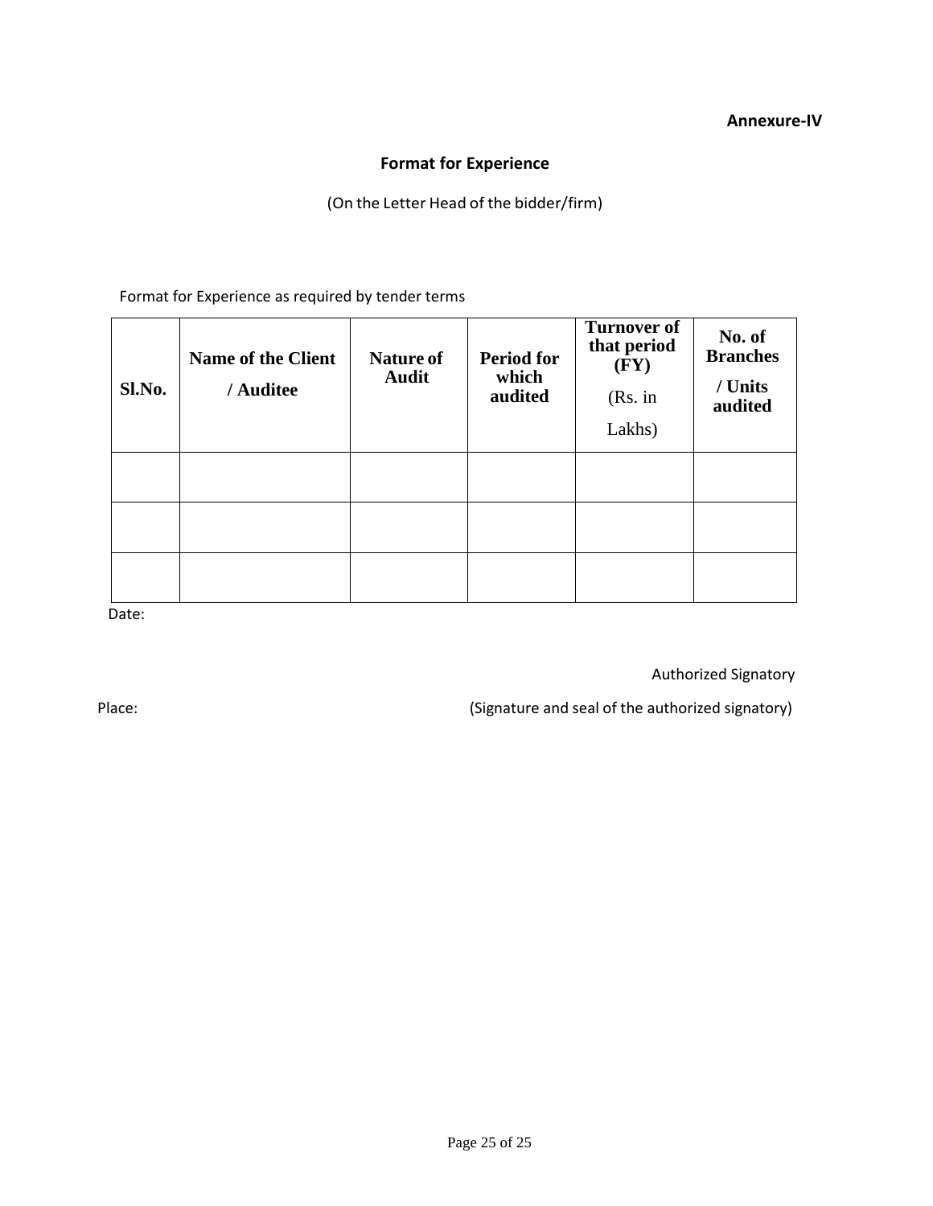**Annexure-IV**

## Format for Experience

(On the Letter Head of the bidder/firm)

Format for Experience as required by tender terms

| Sl.No. | Name of the Client / Auditee | Nature of Audit | Period for which audited | Turnover of that period (FY) (Rs. in Lakhs) | No. of Branches / Units audited |
|---|---|---|---|---|---|
| | | | | | |
| | | | | | |
| | | | | | |

Date:

Authorized Signatory

Place: (Signature and seal of the authorized signatory)